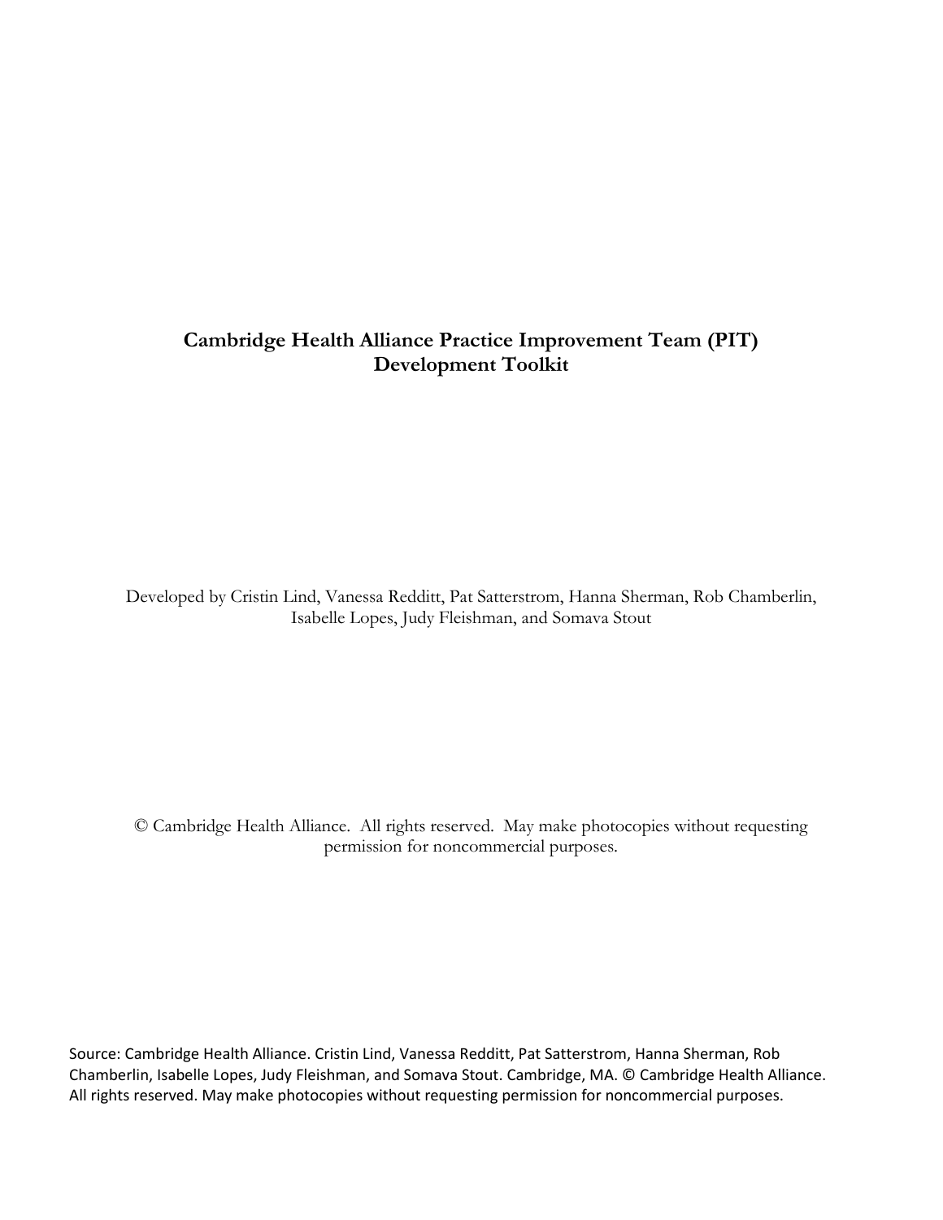# Cambridge Health Alliance Practice Improvement Team (PIT) Development Toolkit

Developed by Cristin Lind, Vanessa Redditt, Pat Satterstrom, Hanna Sherman, Rob Chamberlin, Isabelle Lopes, Judy Fleishman, and Somava Stout

© Cambridge Health Alliance. All rights reserved. May make photocopies without requesting permission for noncommercial purposes.

Source: Cambridge Health Alliance. Cristin Lind, Vanessa Redditt, Pat Satterstrom, Hanna Sherman, Rob Chamberlin, Isabelle Lopes, Judy Fleishman, and Somava Stout. Cambridge, MA. © Cambridge Health Alliance. All rights reserved. May make photocopies without requesting permission for noncommercial purposes.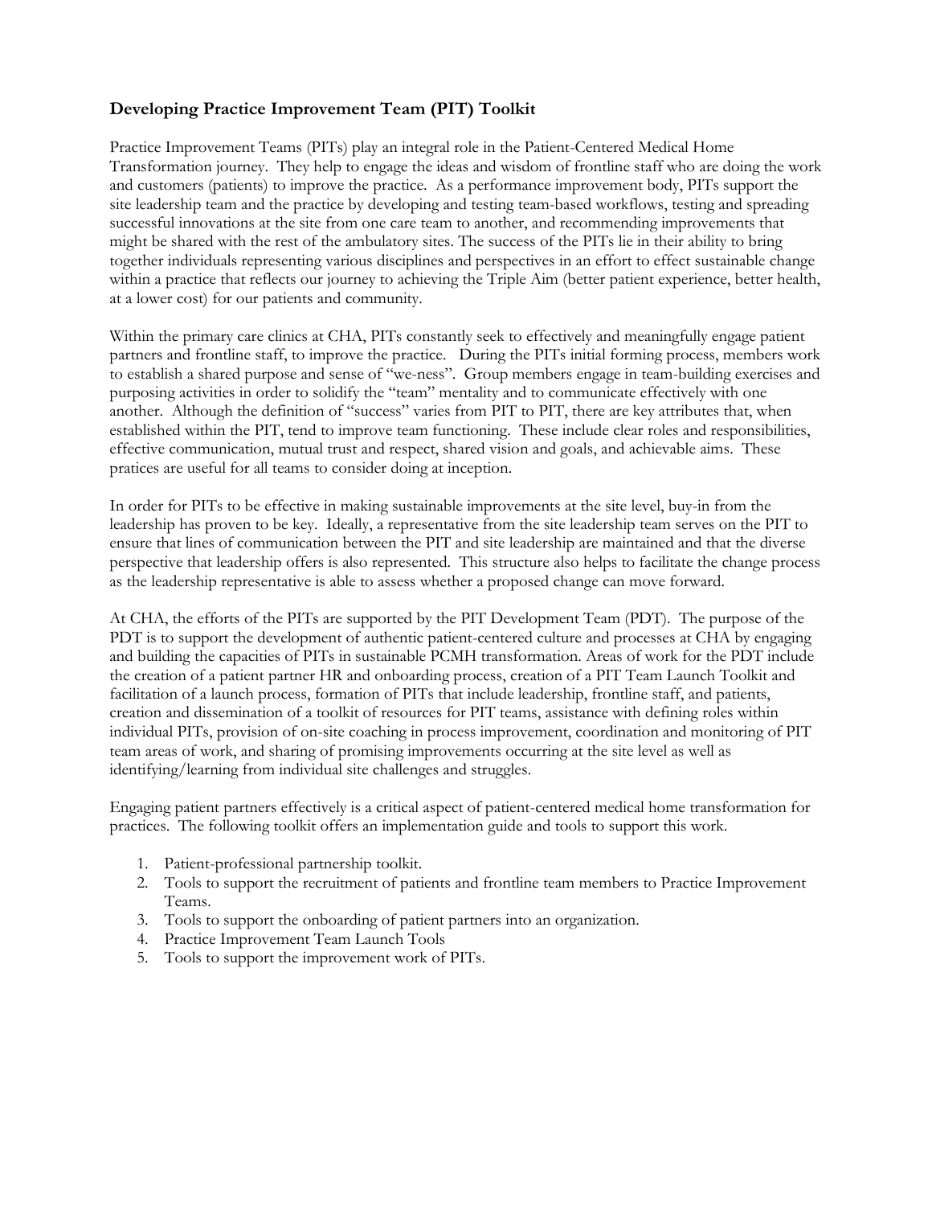## Developing Practice Improvement Team (PIT) Toolkit

Practice Improvement Teams (PITs) play an integral role in the Patient-Centered Medical Home Transformation journey. They help to engage the ideas and wisdom of frontline staff who are doing the work and customers (patients) to improve the practice. As a performance improvement body, PITs support the site leadership team and the practice by developing and testing team-based workflows, testing and spreading successful innovations at the site from one care team to another, and recommending improvements that might be shared with the rest of the ambulatory sites. The success of the PITs lie in their ability to bring together individuals representing various disciplines and perspectives in an effort to effect sustainable change within a practice that reflects our journey to achieving the Triple Aim (better patient experience, better health, at a lower cost) for our patients and community.

Within the primary care clinics at CHA, PITs constantly seek to effectively and meaningfully engage patient partners and frontline staff, to improve the practice. During the PITs initial forming process, members work to establish a shared purpose and sense of "we-ness". Group members engage in team-building exercises and purposing activities in order to solidify the "team" mentality and to communicate effectively with one another. Although the definition of "success" varies from PIT to PIT, there are key attributes that, when established within the PIT, tend to improve team functioning. These include clear roles and responsibilities, effective communication, mutual trust and respect, shared vision and goals, and achievable aims. These pratices are useful for all teams to consider doing at inception.

In order for PITs to be effective in making sustainable improvements at the site level, buy-in from the leadership has proven to be key. Ideally, a representative from the site leadership team serves on the PIT to ensure that lines of communication between the PIT and site leadership are maintained and that the diverse perspective that leadership offers is also represented. This structure also helps to facilitate the change process as the leadership representative is able to assess whether a proposed change can move forward.

At CHA, the efforts of the PITs are supported by the PIT Development Team (PDT). The purpose of the PDT is to support the development of authentic patient-centered culture and processes at CHA by engaging and building the capacities of PITs in sustainable PCMH transformation. Areas of work for the PDT include the creation of a patient partner HR and onboarding process, creation of a PIT Team Launch Toolkit and facilitation of a launch process, formation of PITs that include leadership, frontline staff, and patients, creation and dissemination of a toolkit of resources for PIT teams, assistance with defining roles within individual PITs, provision of on-site coaching in process improvement, coordination and monitoring of PIT team areas of work, and sharing of promising improvements occurring at the site level as well as identifying/learning from individual site challenges and struggles.

Engaging patient partners effectively is a critical aspect of patient-centered medical home transformation for practices. The following toolkit offers an implementation guide and tools to support this work.

1. Patient-professional partnership toolkit.
2. Tools to support the recruitment of patients and frontline team members to Practice Improvement Teams.
3. Tools to support the onboarding of patient partners into an organization.
4. Practice Improvement Team Launch Tools
5. Tools to support the improvement work of PITs.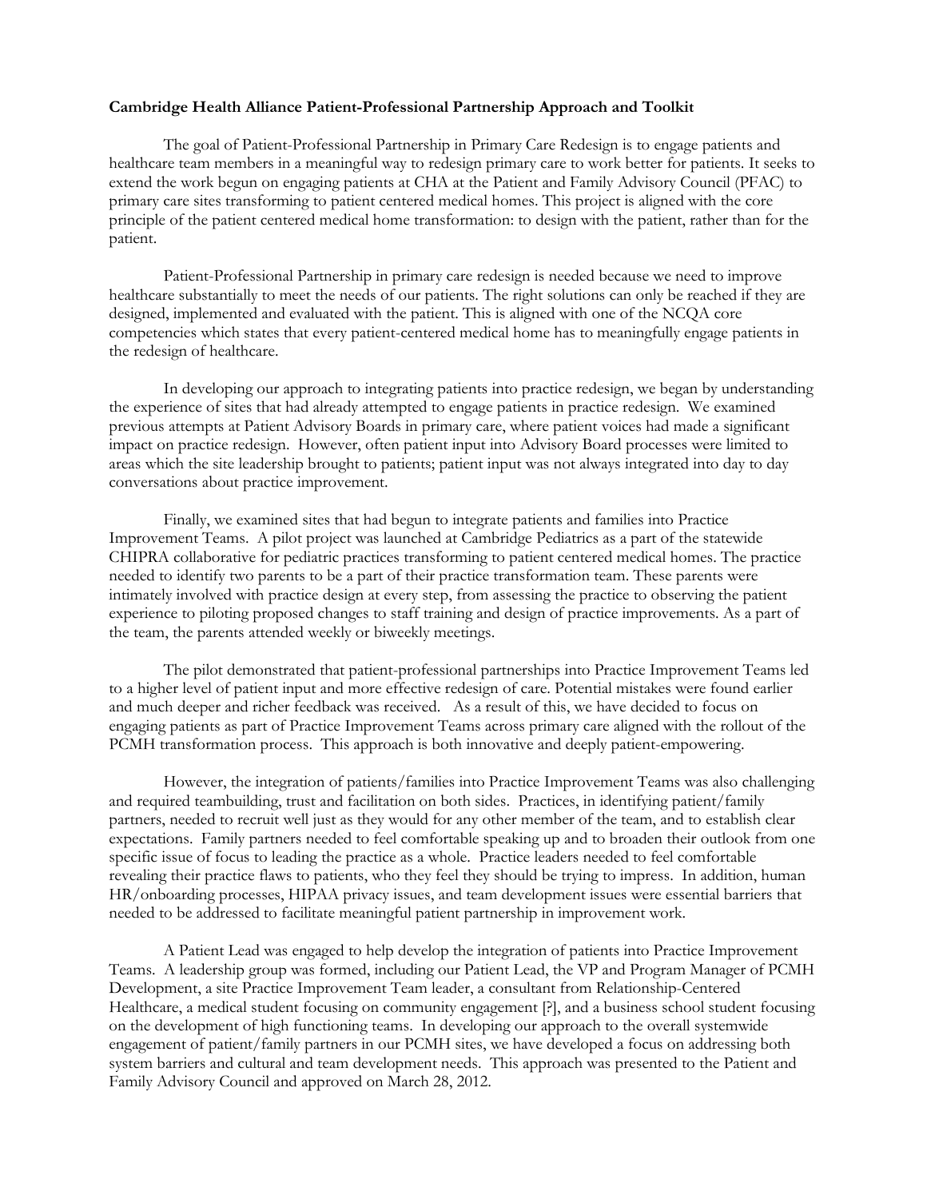**Cambridge Health Alliance Patient-Professional Partnership Approach and Toolkit**

The goal of Patient-Professional Partnership in Primary Care Redesign is to engage patients and healthcare team members in a meaningful way to redesign primary care to work better for patients. It seeks to extend the work begun on engaging patients at CHA at the Patient and Family Advisory Council (PFAC) to primary care sites transforming to patient centered medical homes. This project is aligned with the core principle of the patient centered medical home transformation: to design with the patient, rather than for the patient.

Patient-Professional Partnership in primary care redesign is needed because we need to improve healthcare substantially to meet the needs of our patients. The right solutions can only be reached if they are designed, implemented and evaluated with the patient. This is aligned with one of the NCQA core competencies which states that every patient-centered medical home has to meaningfully engage patients in the redesign of healthcare.

In developing our approach to integrating patients into practice redesign, we began by understanding the experience of sites that had already attempted to engage patients in practice redesign. We examined previous attempts at Patient Advisory Boards in primary care, where patient voices had made a significant impact on practice redesign. However, often patient input into Advisory Board processes were limited to areas which the site leadership brought to patients; patient input was not always integrated into day to day conversations about practice improvement.

Finally, we examined sites that had begun to integrate patients and families into Practice Improvement Teams. A pilot project was launched at Cambridge Pediatrics as a part of the statewide CHIPRA collaborative for pediatric practices transforming to patient centered medical homes. The practice needed to identify two parents to be a part of their practice transformation team. These parents were intimately involved with practice design at every step, from assessing the practice to observing the patient experience to piloting proposed changes to staff training and design of practice improvements. As a part of the team, the parents attended weekly or biweekly meetings.

The pilot demonstrated that patient-professional partnerships into Practice Improvement Teams led to a higher level of patient input and more effective redesign of care. Potential mistakes were found earlier and much deeper and richer feedback was received. As a result of this, we have decided to focus on engaging patients as part of Practice Improvement Teams across primary care aligned with the rollout of the PCMH transformation process. This approach is both innovative and deeply patient-empowering.

However, the integration of patients/families into Practice Improvement Teams was also challenging and required teambuilding, trust and facilitation on both sides. Practices, in identifying patient/family partners, needed to recruit well just as they would for any other member of the team, and to establish clear expectations. Family partners needed to feel comfortable speaking up and to broaden their outlook from one specific issue of focus to leading the practice as a whole. Practice leaders needed to feel comfortable revealing their practice flaws to patients, who they feel they should be trying to impress. In addition, human HR/onboarding processes, HIPAA privacy issues, and team development issues were essential barriers that needed to be addressed to facilitate meaningful patient partnership in improvement work.

A Patient Lead was engaged to help develop the integration of patients into Practice Improvement Teams. A leadership group was formed, including our Patient Lead, the VP and Program Manager of PCMH Development, a site Practice Improvement Team leader, a consultant from Relationship-Centered Healthcare, a medical student focusing on community engagement [?], and a business school student focusing on the development of high functioning teams. In developing our approach to the overall systemwide engagement of patient/family partners in our PCMH sites, we have developed a focus on addressing both system barriers and cultural and team development needs. This approach was presented to the Patient and Family Advisory Council and approved on March 28, 2012.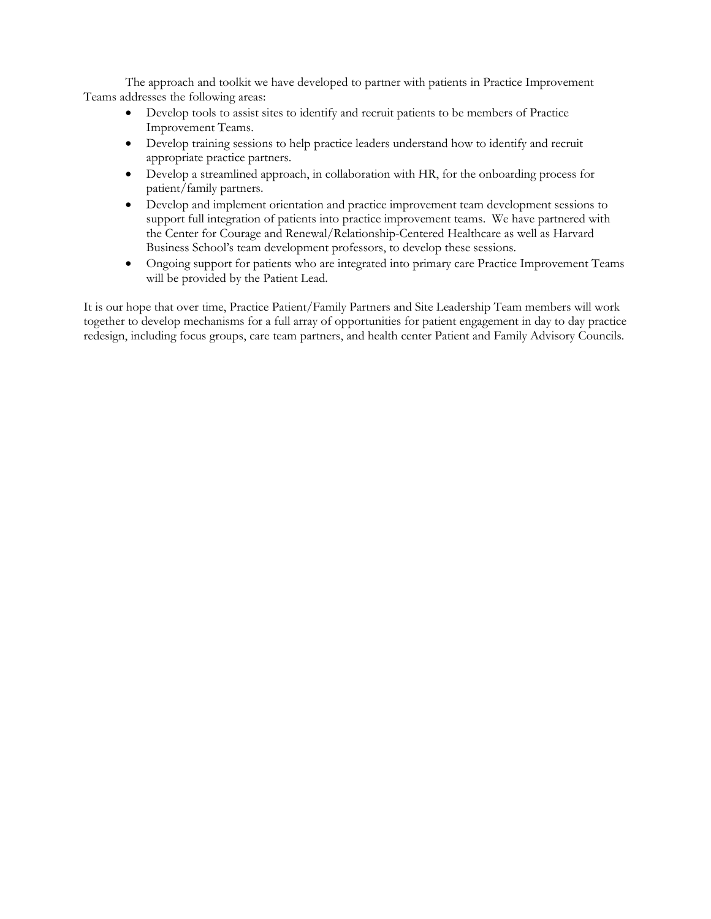The approach and toolkit we have developed to partner with patients in Practice Improvement Teams addresses the following areas:

- Develop tools to assist sites to identify and recruit patients to be members of Practice Improvement Teams.
- Develop training sessions to help practice leaders understand how to identify and recruit appropriate practice partners.
- Develop a streamlined approach, in collaboration with HR, for the onboarding process for patient/family partners.
- Develop and implement orientation and practice improvement team development sessions to support full integration of patients into practice improvement teams. We have partnered with the Center for Courage and Renewal/Relationship-Centered Healthcare as well as Harvard Business School's team development professors, to develop these sessions.
- Ongoing support for patients who are integrated into primary care Practice Improvement Teams will be provided by the Patient Lead.

It is our hope that over time, Practice Patient/Family Partners and Site Leadership Team members will work together to develop mechanisms for a full array of opportunities for patient engagement in day to day practice redesign, including focus groups, care team partners, and health center Patient and Family Advisory Councils.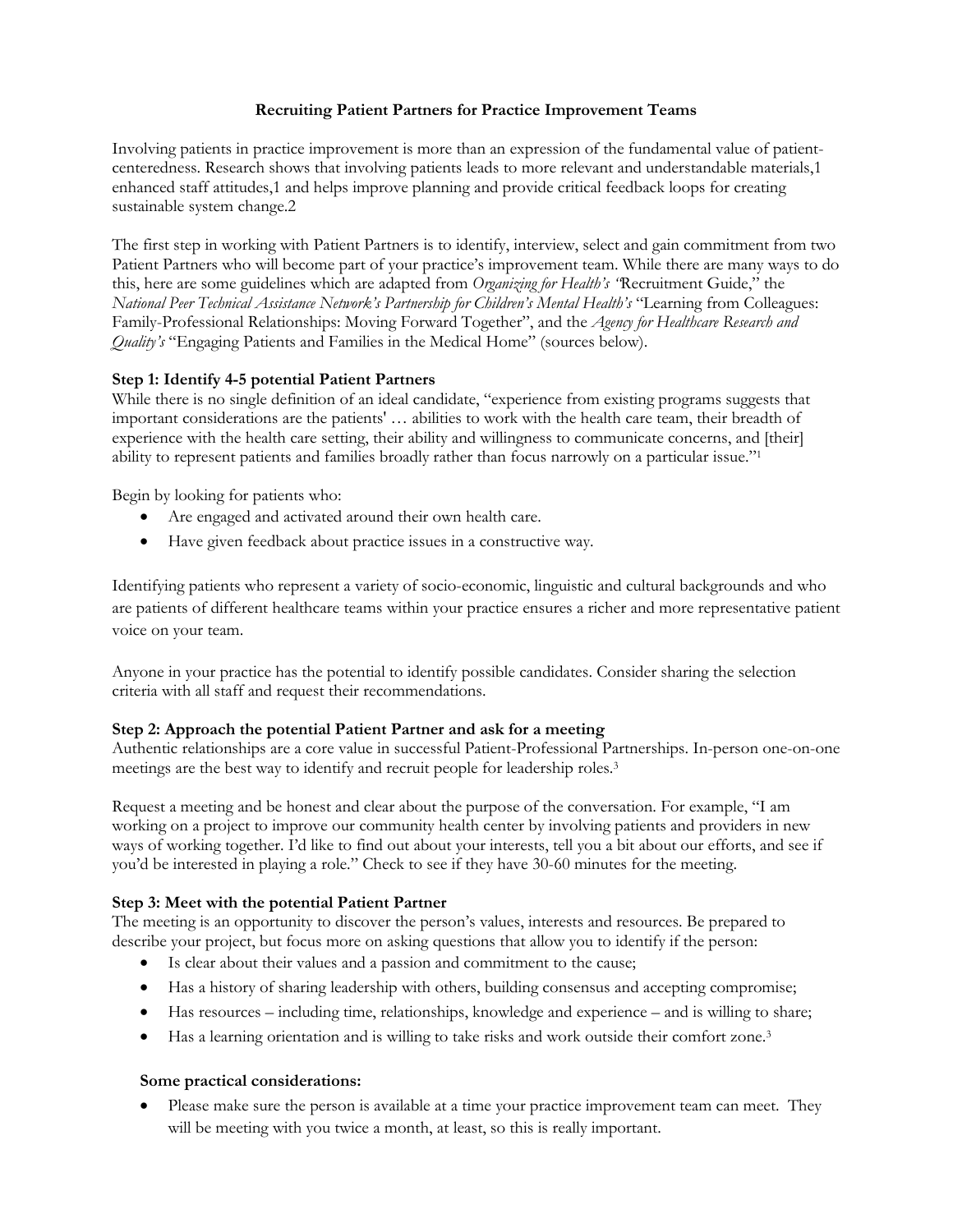# Recruiting Patient Partners for Practice Improvement Teams

Involving patients in practice improvement is more than an expression of the fundamental value of patient-centeredness. Research shows that involving patients leads to more relevant and understandable materials,1 enhanced staff attitudes,1 and helps improve planning and provide critical feedback loops for creating sustainable system change.2

The first step in working with Patient Partners is to identify, interview, select and gain commitment from two Patient Partners who will become part of your practice's improvement team. While there are many ways to do this, here are some guidelines which are adapted from *Organizing for Health's "*Recruitment Guide," the *National Peer Technical Assistance Network's Partnership for Children's Mental Health's* "Learning from Colleagues: Family-Professional Relationships: Moving Forward Together", and the *Agency for Healthcare Research and Quality's* "Engaging Patients and Families in the Medical Home" (sources below).

**Step 1: Identify 4-5 potential Patient Partners**

While there is no single definition of an ideal candidate, "experience from existing programs suggests that important considerations are the patients' … abilities to work with the health care team, their breadth of experience with the health care setting, their ability and willingness to communicate concerns, and [their] ability to represent patients and families broadly rather than focus narrowly on a particular issue."[1]

Begin by looking for patients who:

- Are engaged and activated around their own health care.
- Have given feedback about practice issues in a constructive way.

Identifying patients who represent a variety of socio-economic, linguistic and cultural backgrounds and who are patients of different healthcare teams within your practice ensures a richer and more representative patient voice on your team.

Anyone in your practice has the potential to identify possible candidates. Consider sharing the selection criteria with all staff and request their recommendations.

**Step 2: Approach the potential Patient Partner and ask for a meeting**

Authentic relationships are a core value in successful Patient-Professional Partnerships. In-person one-on-one meetings are the best way to identify and recruit people for leadership roles.[3]

Request a meeting and be honest and clear about the purpose of the conversation. For example, "I am working on a project to improve our community health center by involving patients and providers in new ways of working together. I'd like to find out about your interests, tell you a bit about our efforts, and see if you'd be interested in playing a role." Check to see if they have 30-60 minutes for the meeting.

**Step 3: Meet with the potential Patient Partner**

The meeting is an opportunity to discover the person's values, interests and resources. Be prepared to describe your project, but focus more on asking questions that allow you to identify if the person:

- Is clear about their values and a passion and commitment to the cause;
- Has a history of sharing leadership with others, building consensus and accepting compromise;
- Has resources – including time, relationships, knowledge and experience – and is willing to share;
- Has a learning orientation and is willing to take risks and work outside their comfort zone.[3]

**Some practical considerations:**

- Please make sure the person is available at a time your practice improvement team can meet. They will be meeting with you twice a month, at least, so this is really important.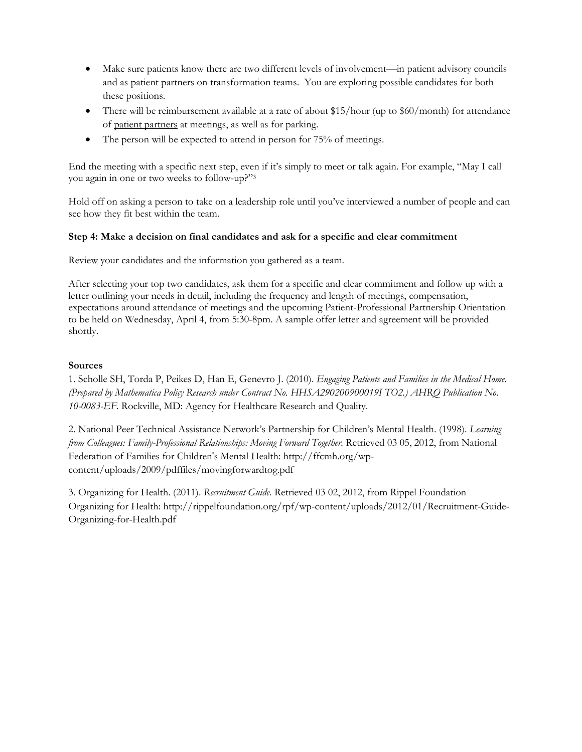- Make sure patients know there are two different levels of involvement—in patient advisory councils and as patient partners on transformation teams. You are exploring possible candidates for both these positions.
- There will be reimbursement available at a rate of about $15/hour (up to $60/month) for attendance of patient partners at meetings, as well as for parking.
- The person will be expected to attend in person for 75% of meetings.

End the meeting with a specific next step, even if it's simply to meet or talk again. For example, "May I call you again in one or two weeks to follow-up?"[3]

Hold off on asking a person to take on a leadership role until you've interviewed a number of people and can see how they fit best within the team.

**Step 4: Make a decision on final candidates and ask for a specific and clear commitment**

Review your candidates and the information you gathered as a team.

After selecting your top two candidates, ask them for a specific and clear commitment and follow up with a letter outlining your needs in detail, including the frequency and length of meetings, compensation, expectations around attendance of meetings and the upcoming Patient-Professional Partnership Orientation to be held on Wednesday, April 4, from 5:30-8pm. A sample offer letter and agreement will be provided shortly.

**Sources**

1. Scholle SH, Torda P, Peikes D, Han E, Genevro J. (2010). *Engaging Patients and Families in the Medical Home. (Prepared by Mathematica Policy Research under Contract No. HHSA290200900019I TO2.) AHRQ Publication No. 10-0083-EF.* Rockville, MD: Agency for Healthcare Research and Quality.

2. National Peer Technical Assistance Network's Partnership for Children's Mental Health. (1998). *Learning from Colleagues: Family-Professional Relationships: Moving Forward Together.* Retrieved 03 05, 2012, from National Federation of Families for Children's Mental Health: http://ffcmh.org/wp-content/uploads/2009/pdffiles/movingforwardtog.pdf

3. Organizing for Health. (2011). *Recruitment Guide.* Retrieved 03 02, 2012, from Rippel Foundation Organizing for Health: http://rippelfoundation.org/rpf/wp-content/uploads/2012/01/Recruitment-Guide-Organizing-for-Health.pdf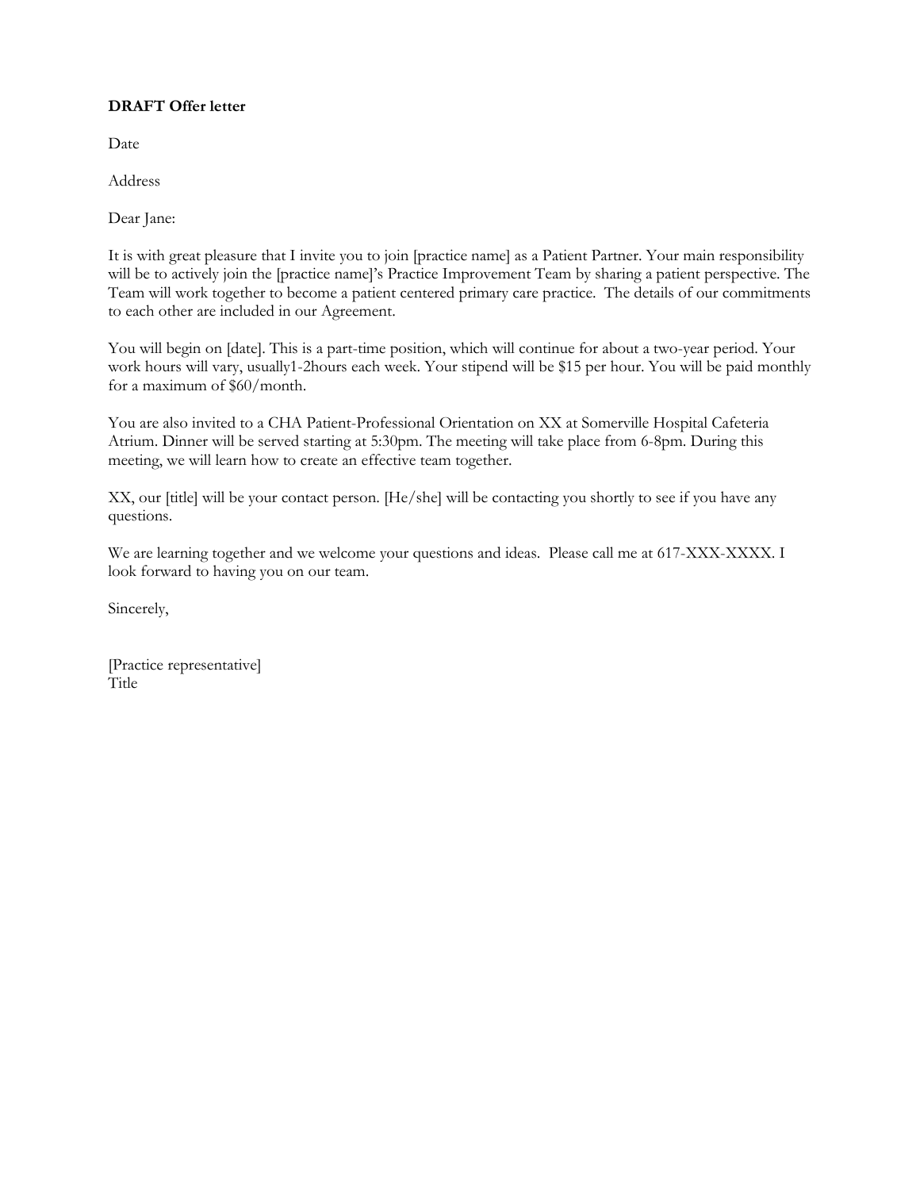**DRAFT Offer letter**

Date

Address

Dear Jane:

It is with great pleasure that I invite you to join [practice name] as a Patient Partner. Your main responsibility will be to actively join the [practice name]'s Practice Improvement Team by sharing a patient perspective. The Team will work together to become a patient centered primary care practice. The details of our commitments to each other are included in our Agreement.

You will begin on [date]. This is a part-time position, which will continue for about a two-year period. Your work hours will vary, usually1-2hours each week. Your stipend will be $15 per hour. You will be paid monthly for a maximum of $60/month.

You are also invited to a CHA Patient-Professional Orientation on XX at Somerville Hospital Cafeteria Atrium. Dinner will be served starting at 5:30pm. The meeting will take place from 6-8pm. During this meeting, we will learn how to create an effective team together.

XX, our [title] will be your contact person. [He/she] will be contacting you shortly to see if you have any questions.

We are learning together and we welcome your questions and ideas. Please call me at 617-XXX-XXXX. I look forward to having you on our team.

Sincerely,

[Practice representative]  
Title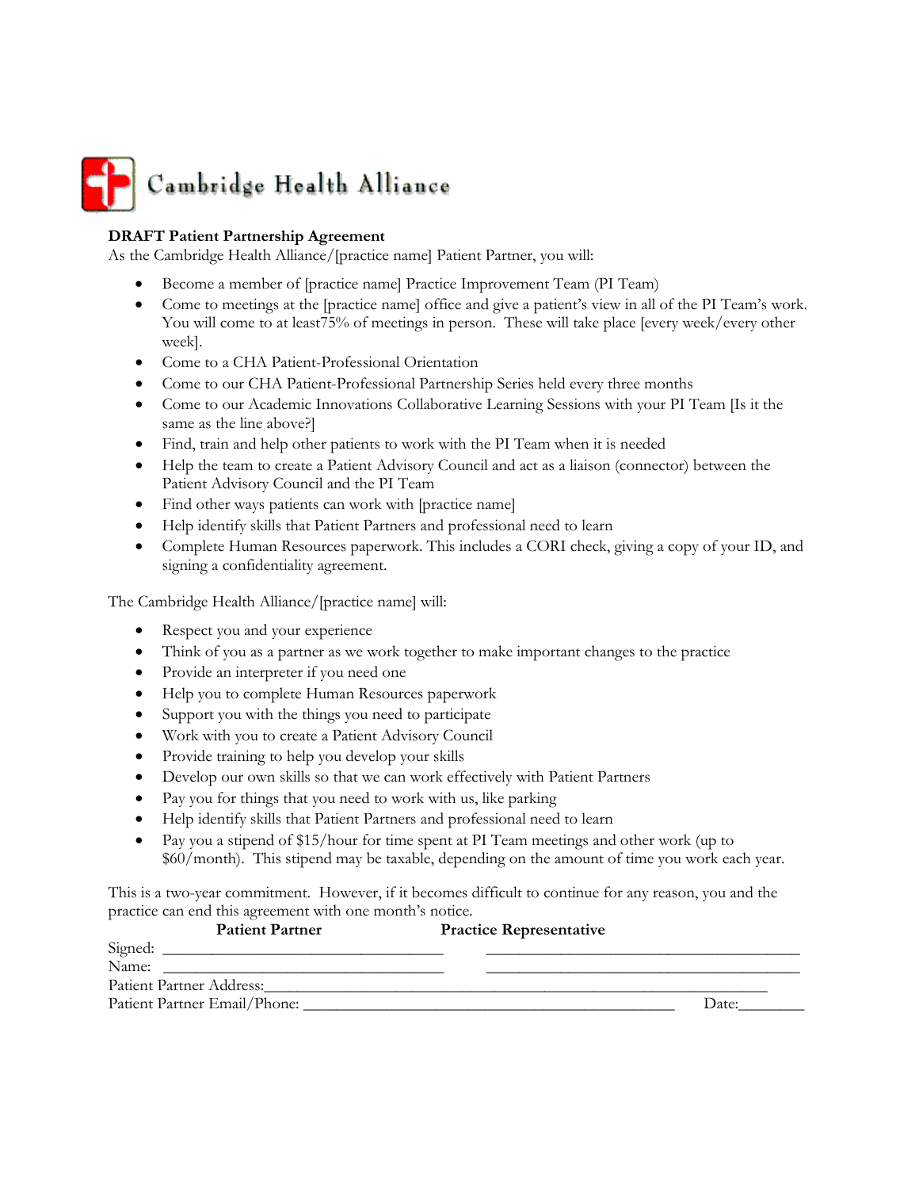Cambridge Health Alliance

**DRAFT Patient Partnership Agreement**

As the Cambridge Health Alliance/[practice name] Patient Partner, you will:

- Become a member of [practice name] Practice Improvement Team (PI Team)
- Come to meetings at the [practice name] office and give a patient's view in all of the PI Team's work. You will come to at least75% of meetings in person. These will take place [every week/every other week].
- Come to a CHA Patient-Professional Orientation
- Come to our CHA Patient-Professional Partnership Series held every three months
- Come to our Academic Innovations Collaborative Learning Sessions with your PI Team [Is it the same as the line above?]
- Find, train and help other patients to work with the PI Team when it is needed
- Help the team to create a Patient Advisory Council and act as a liaison (connector) between the Patient Advisory Council and the PI Team
- Find other ways patients can work with [practice name]
- Help identify skills that Patient Partners and professional need to learn
- Complete Human Resources paperwork. This includes a CORI check, giving a copy of your ID, and signing a confidentiality agreement.

The Cambridge Health Alliance/[practice name] will:

- Respect you and your experience
- Think of you as a partner as we work together to make important changes to the practice
- Provide an interpreter if you need one
- Help you to complete Human Resources paperwork
- Support you with the things you need to participate
- Work with you to create a Patient Advisory Council
- Provide training to help you develop your skills
- Develop our own skills so that we can work effectively with Patient Partners
- Pay you for things that you need to work with us, like parking
- Help identify skills that Patient Partners and professional need to learn
- Pay you a stipend of $15/hour for time spent at PI Team meetings and other work (up to $60/month). This stipend may be taxable, depending on the amount of time you work each year.

This is a two-year commitment. However, if it becomes difficult to continue for any reason, you and the practice can end this agreement with one month's notice.

| | **Patient Partner** | **Practice Representative** |
|---|---|---|
| Signed: | ___________________________________ | ___________________________________ |
| Name: | ___________________________________ | ___________________________________ |

Patient Partner Address:_______________________________________________________________

Patient Partner Email/Phone: _____________________________________________ Date:________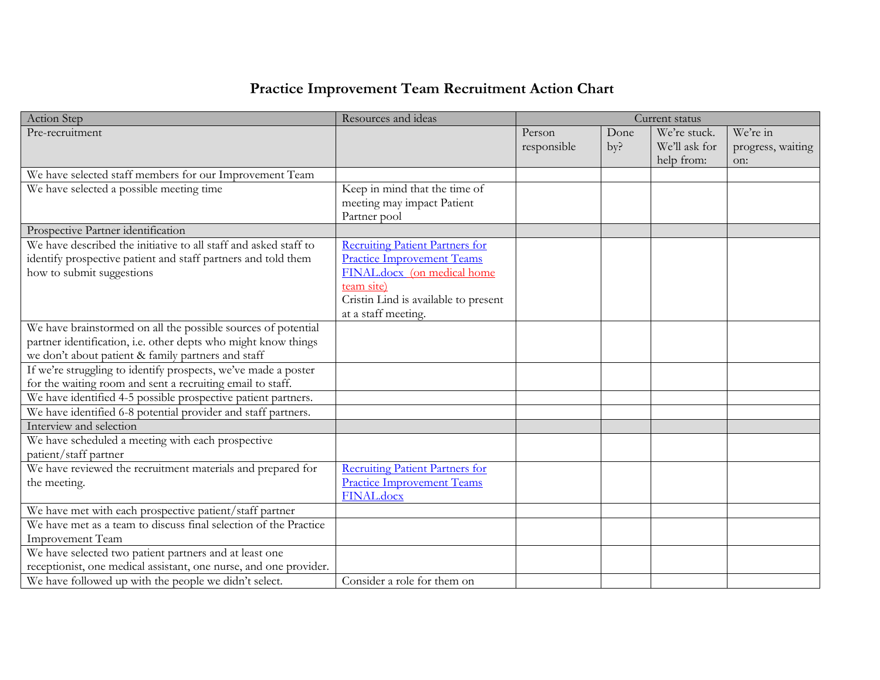# Practice Improvement Team Recruitment Action Chart

| Action Step | Resources and ideas | Current status | | | |
|---|---|---|---|---|---|
| Pre-recruitment | | Person responsible | Done by? | We're stuck. We'll ask for help from: | We're in progress, waiting on: |
| We have selected staff members for our Improvement Team | | | | | |
| We have selected a possible meeting time | Keep in mind that the time of meeting may impact Patient Partner pool | | | | |
| Prospective Partner identification | | | | | |
| We have described the initiative to all staff and asked staff to identify prospective patient and staff partners and told them how to submit suggestions | Recruiting Patient Partners for Practice Improvement Teams FINAL.docx (on medical home team site)<br>Cristin Lind is available to present at a staff meeting. | | | | |
| We have brainstormed on all the possible sources of potential partner identification, i.e. other depts who might know things we don't about patient & family partners and staff | | | | | |
| If we're struggling to identify prospects, we've made a poster for the waiting room and sent a recruiting email to staff. | | | | | |
| We have identified 4-5 possible prospective patient partners. | | | | | |
| We have identified 6-8 potential provider and staff partners. | | | | | |
| Interview and selection | | | | | |
| We have scheduled a meeting with each prospective patient/staff partner | | | | | |
| We have reviewed the recruitment materials and prepared for the meeting. | Recruiting Patient Partners for Practice Improvement Teams FINAL.docx | | | | |
| We have met with each prospective patient/staff partner | | | | | |
| We have met as a team to discuss final selection of the Practice Improvement Team | | | | | |
| We have selected two patient partners and at least one receptionist, one medical assistant, one nurse, and one provider. | | | | | |
| We have followed up with the people we didn't select. | Consider a role for them on | | | | |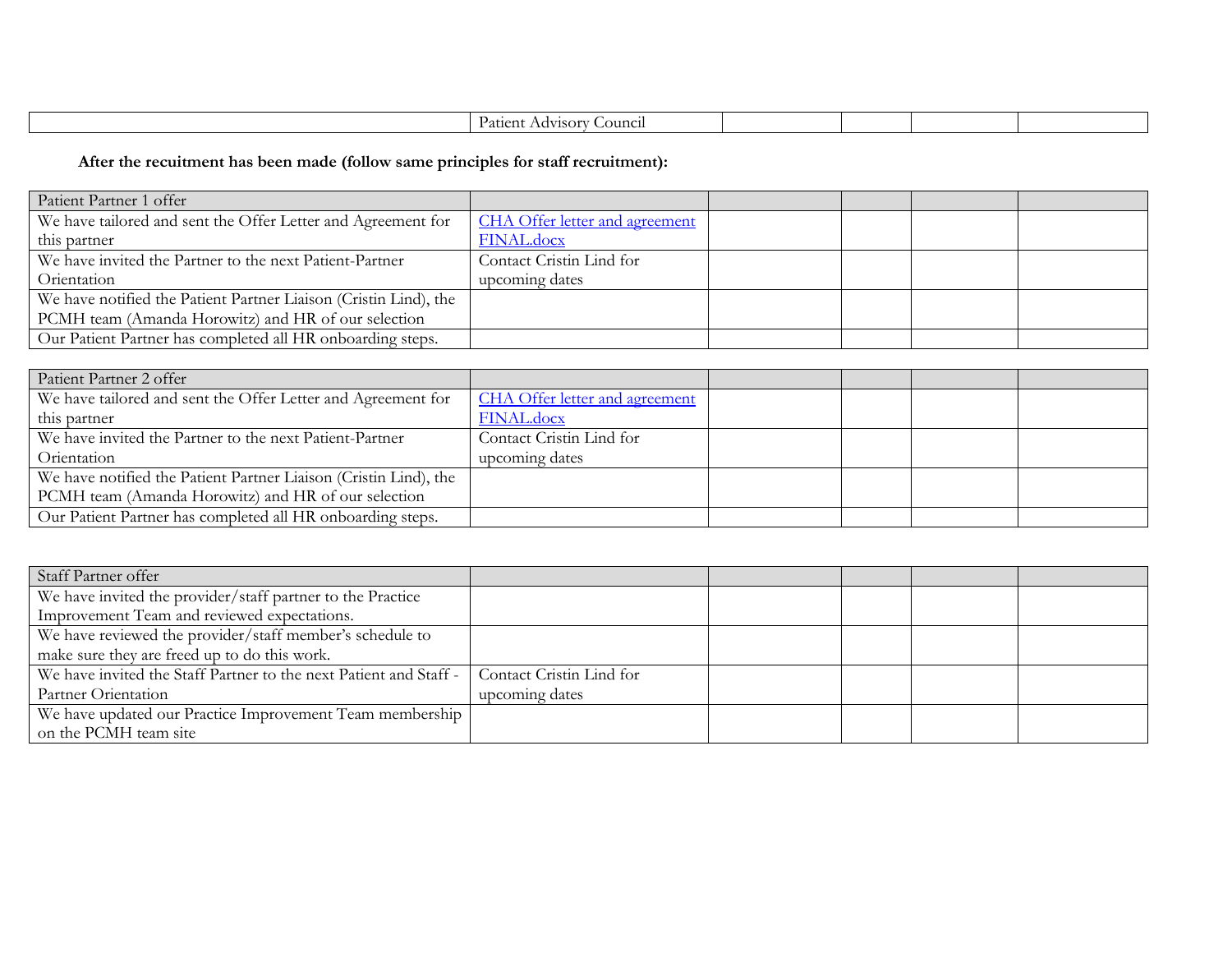| | Patient Advisory Council | | | | |
|---|---|---|---|---|---|

**After the recuitment has been made (follow same principles for staff recruitment):**

| Patient Partner 1 offer | | | | | |
|---|---|---|---|---|---|
| We have tailored and sent the Offer Letter and Agreement for this partner | CHA Offer letter and agreement FINAL.docx | | | | |
| We have invited the Partner to the next Patient-Partner Orientation | Contact Cristin Lind for upcoming dates | | | | |
| We have notified the Patient Partner Liaison (Cristin Lind), the PCMH team (Amanda Horowitz) and HR of our selection | | | | | |
| Our Patient Partner has completed all HR onboarding steps. | | | | | |

| Patient Partner 2 offer | | | | | |
|---|---|---|---|---|---|
| We have tailored and sent the Offer Letter and Agreement for this partner | CHA Offer letter and agreement FINAL.docx | | | | |
| We have invited the Partner to the next Patient-Partner Orientation | Contact Cristin Lind for upcoming dates | | | | |
| We have notified the Patient Partner Liaison (Cristin Lind), the PCMH team (Amanda Horowitz) and HR of our selection | | | | | |
| Our Patient Partner has completed all HR onboarding steps. | | | | | |

| Staff Partner offer | | | | | |
|---|---|---|---|---|---|
| We have invited the provider/staff partner to the Practice Improvement Team and reviewed expectations. | | | | | |
| We have reviewed the provider/staff member's schedule to make sure they are freed up to do this work. | | | | | |
| We have invited the Staff Partner to the next Patient and Staff - Partner Orientation | Contact Cristin Lind for upcoming dates | | | | |
| We have updated our Practice Improvement Team membership on the PCMH team site | | | | | |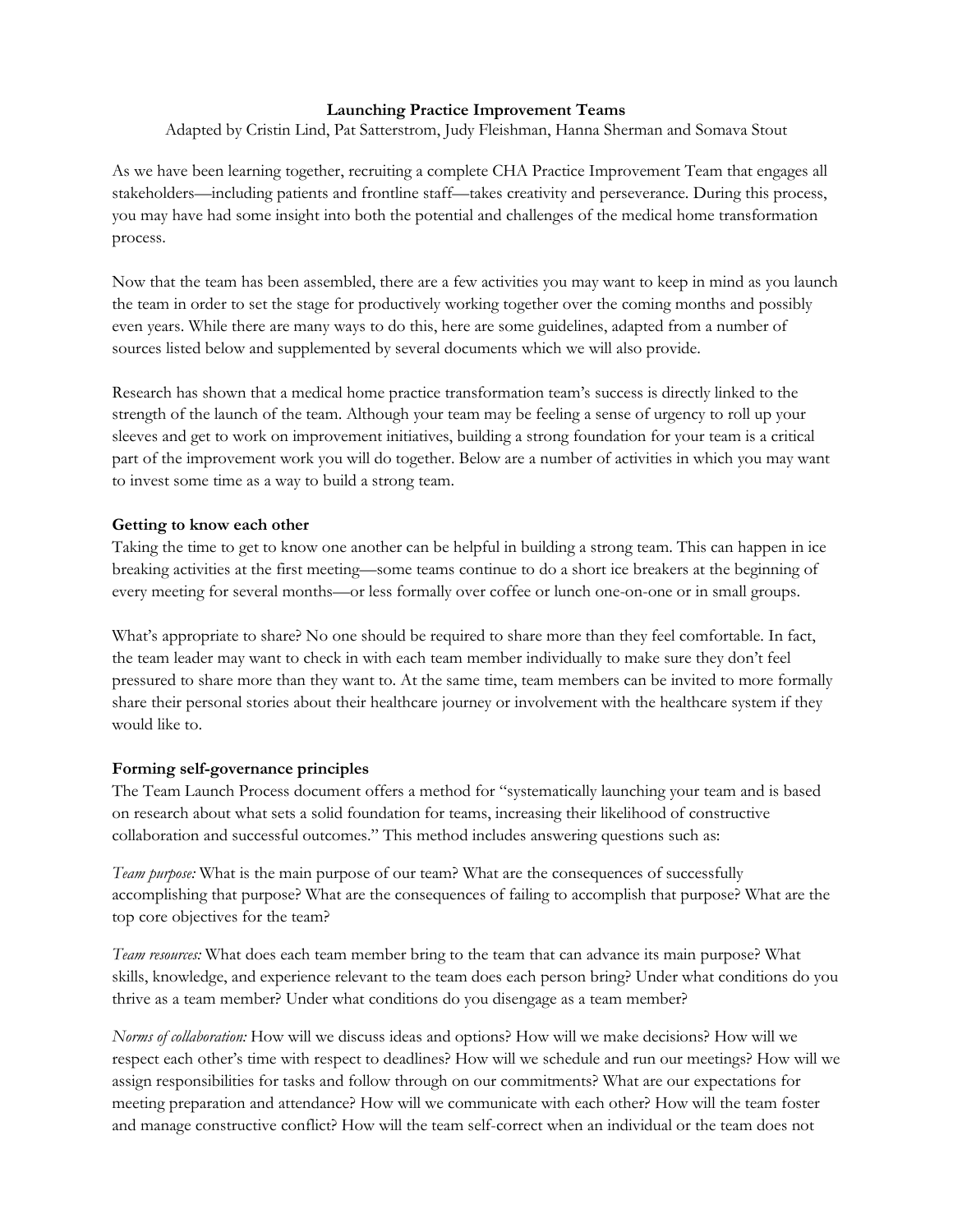# Launching Practice Improvement Teams

Adapted by Cristin Lind, Pat Satterstrom, Judy Fleishman, Hanna Sherman and Somava Stout

As we have been learning together, recruiting a complete CHA Practice Improvement Team that engages all stakeholders—including patients and frontline staff—takes creativity and perseverance. During this process, you may have had some insight into both the potential and challenges of the medical home transformation process.

Now that the team has been assembled, there are a few activities you may want to keep in mind as you launch the team in order to set the stage for productively working together over the coming months and possibly even years. While there are many ways to do this, here are some guidelines, adapted from a number of sources listed below and supplemented by several documents which we will also provide.

Research has shown that a medical home practice transformation team's success is directly linked to the strength of the launch of the team. Although your team may be feeling a sense of urgency to roll up your sleeves and get to work on improvement initiatives, building a strong foundation for your team is a critical part of the improvement work you will do together. Below are a number of activities in which you may want to invest some time as a way to build a strong team.

## Getting to know each other

Taking the time to get to know one another can be helpful in building a strong team. This can happen in ice breaking activities at the first meeting—some teams continue to do a short ice breakers at the beginning of every meeting for several months—or less formally over coffee or lunch one-on-one or in small groups.

What's appropriate to share? No one should be required to share more than they feel comfortable. In fact, the team leader may want to check in with each team member individually to make sure they don't feel pressured to share more than they want to. At the same time, team members can be invited to more formally share their personal stories about their healthcare journey or involvement with the healthcare system if they would like to.

## Forming self-governance principles

The Team Launch Process document offers a method for "systematically launching your team and is based on research about what sets a solid foundation for teams, increasing their likelihood of constructive collaboration and successful outcomes." This method includes answering questions such as:

*Team purpose:* What is the main purpose of our team? What are the consequences of successfully accomplishing that purpose? What are the consequences of failing to accomplish that purpose? What are the top core objectives for the team?

*Team resources:* What does each team member bring to the team that can advance its main purpose? What skills, knowledge, and experience relevant to the team does each person bring? Under what conditions do you thrive as a team member? Under what conditions do you disengage as a team member?

*Norms of collaboration:* How will we discuss ideas and options? How will we make decisions? How will we respect each other's time with respect to deadlines? How will we schedule and run our meetings? How will we assign responsibilities for tasks and follow through on our commitments? What are our expectations for meeting preparation and attendance? How will we communicate with each other? How will the team foster and manage constructive conflict? How will the team self-correct when an individual or the team does not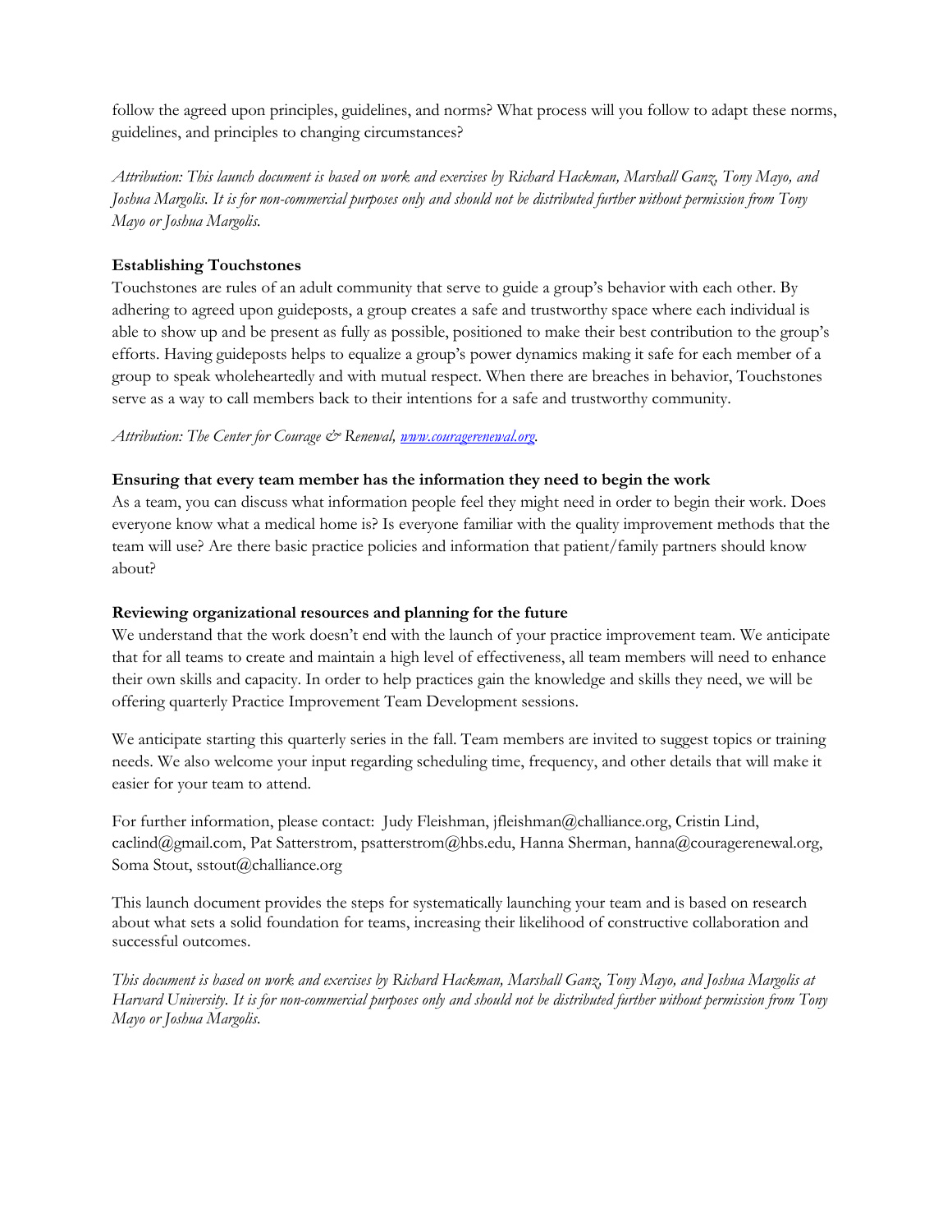follow the agreed upon principles, guidelines, and norms? What process will you follow to adapt these norms, guidelines, and principles to changing circumstances?

*Attribution: This launch document is based on work and exercises by Richard Hackman, Marshall Ganz, Tony Mayo, and Joshua Margolis. It is for non-commercial purposes only and should not be distributed further without permission from Tony Mayo or Joshua Margolis.*

**Establishing Touchstones**

Touchstones are rules of an adult community that serve to guide a group's behavior with each other. By adhering to agreed upon guideposts, a group creates a safe and trustworthy space where each individual is able to show up and be present as fully as possible, positioned to make their best contribution to the group's efforts. Having guideposts helps to equalize a group's power dynamics making it safe for each member of a group to speak wholeheartedly and with mutual respect. When there are breaches in behavior, Touchstones serve as a way to call members back to their intentions for a safe and trustworthy community.

*Attribution: The Center for Courage & Renewal, www.couragerenewal.org.*

**Ensuring that every team member has the information they need to begin the work**

As a team, you can discuss what information people feel they might need in order to begin their work. Does everyone know what a medical home is? Is everyone familiar with the quality improvement methods that the team will use? Are there basic practice policies and information that patient/family partners should know about?

**Reviewing organizational resources and planning for the future**

We understand that the work doesn't end with the launch of your practice improvement team. We anticipate that for all teams to create and maintain a high level of effectiveness, all team members will need to enhance their own skills and capacity. In order to help practices gain the knowledge and skills they need, we will be offering quarterly Practice Improvement Team Development sessions.

We anticipate starting this quarterly series in the fall. Team members are invited to suggest topics or training needs. We also welcome your input regarding scheduling time, frequency, and other details that will make it easier for your team to attend.

For further information, please contact: Judy Fleishman, jfleishman@challiance.org, Cristin Lind, caclind@gmail.com, Pat Satterstrom, psatterstrom@hbs.edu, Hanna Sherman, hanna@couragerenewal.org, Soma Stout, sstout@challiance.org

This launch document provides the steps for systematically launching your team and is based on research about what sets a solid foundation for teams, increasing their likelihood of constructive collaboration and successful outcomes.

*This document is based on work and exercises by Richard Hackman, Marshall Ganz, Tony Mayo, and Joshua Margolis at Harvard University. It is for non-commercial purposes only and should not be distributed further without permission from Tony Mayo or Joshua Margolis.*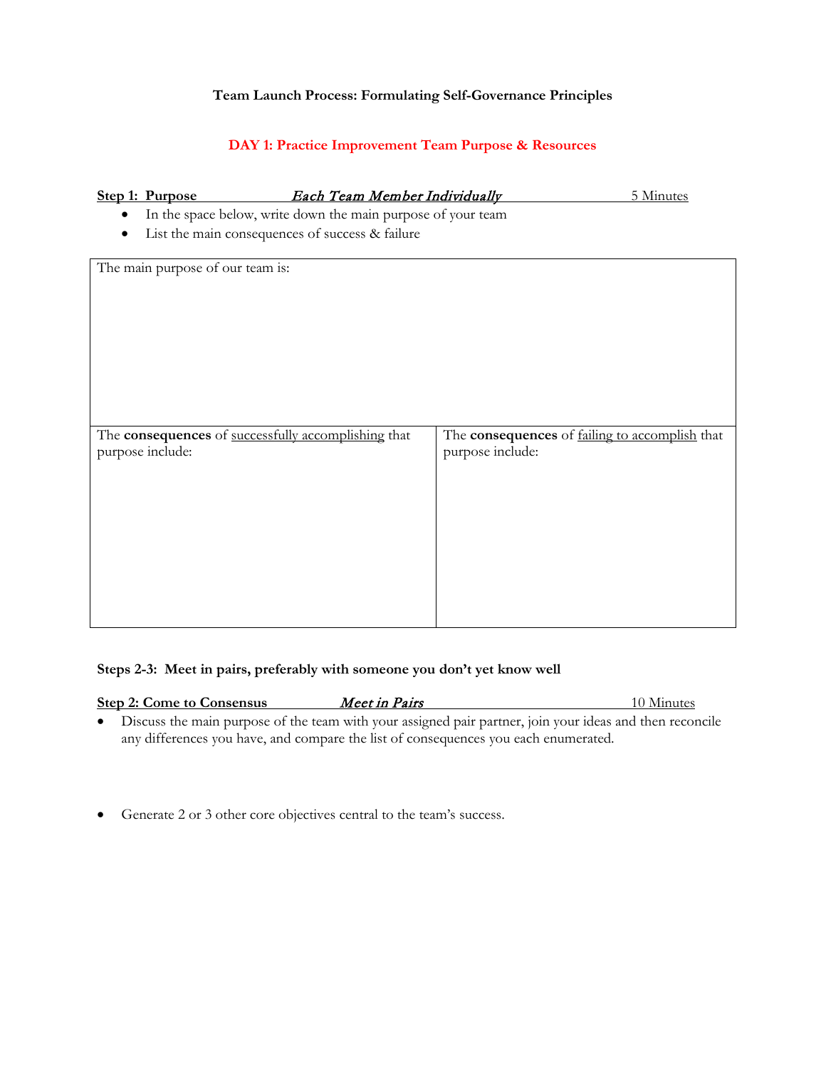**Team Launch Process: Formulating Self-Governance Principles**

## DAY 1: Practice Improvement Team Purpose & Resources

**Step 1: Purpose** *Each Team Member Individually* 5 Minutes

- In the space below, write down the main purpose of your team
- List the main consequences of success & failure

| The main purpose of our team is: | |
|---|---|
| The **consequences** of successfully accomplishing that purpose include: | The **consequences** of failing to accomplish that purpose include: |

**Steps 2-3: Meet in pairs, preferably with someone you don't yet know well**

**Step 2: Come to Consensus** *Meet in Pairs* 10 Minutes

- Discuss the main purpose of the team with your assigned pair partner, join your ideas and then reconcile any differences you have, and compare the list of consequences you each enumerated.

- Generate 2 or 3 other core objectives central to the team's success.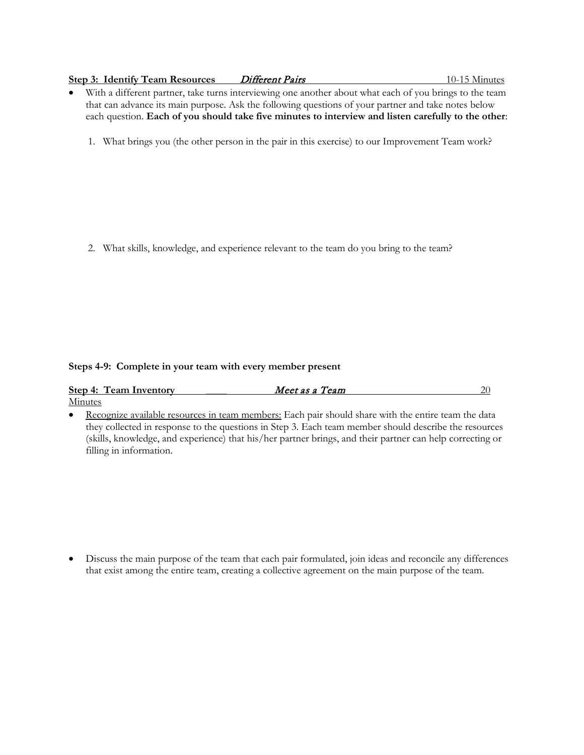**Step 3: Identify Team Resources** *Different Pairs* 10-15 Minutes

- With a different partner, take turns interviewing one another about what each of you brings to the team that can advance its main purpose. Ask the following questions of your partner and take notes below each question. **Each of you should take five minutes to interview and listen carefully to the other**:

1. What brings you (the other person in the pair in this exercise) to our Improvement Team work?

2. What skills, knowledge, and experience relevant to the team do you bring to the team?

**Steps 4-9: Complete in your team with every member present**

**Step 4: Team Inventory** ____ *Meet as a Team* 20 Minutes

- Recognize available resources in team members: Each pair should share with the entire team the data they collected in response to the questions in Step 3. Each team member should describe the resources (skills, knowledge, and experience) that his/her partner brings, and their partner can help correcting or filling in information.

- Discuss the main purpose of the team that each pair formulated, join ideas and reconcile any differences that exist among the entire team, creating a collective agreement on the main purpose of the team.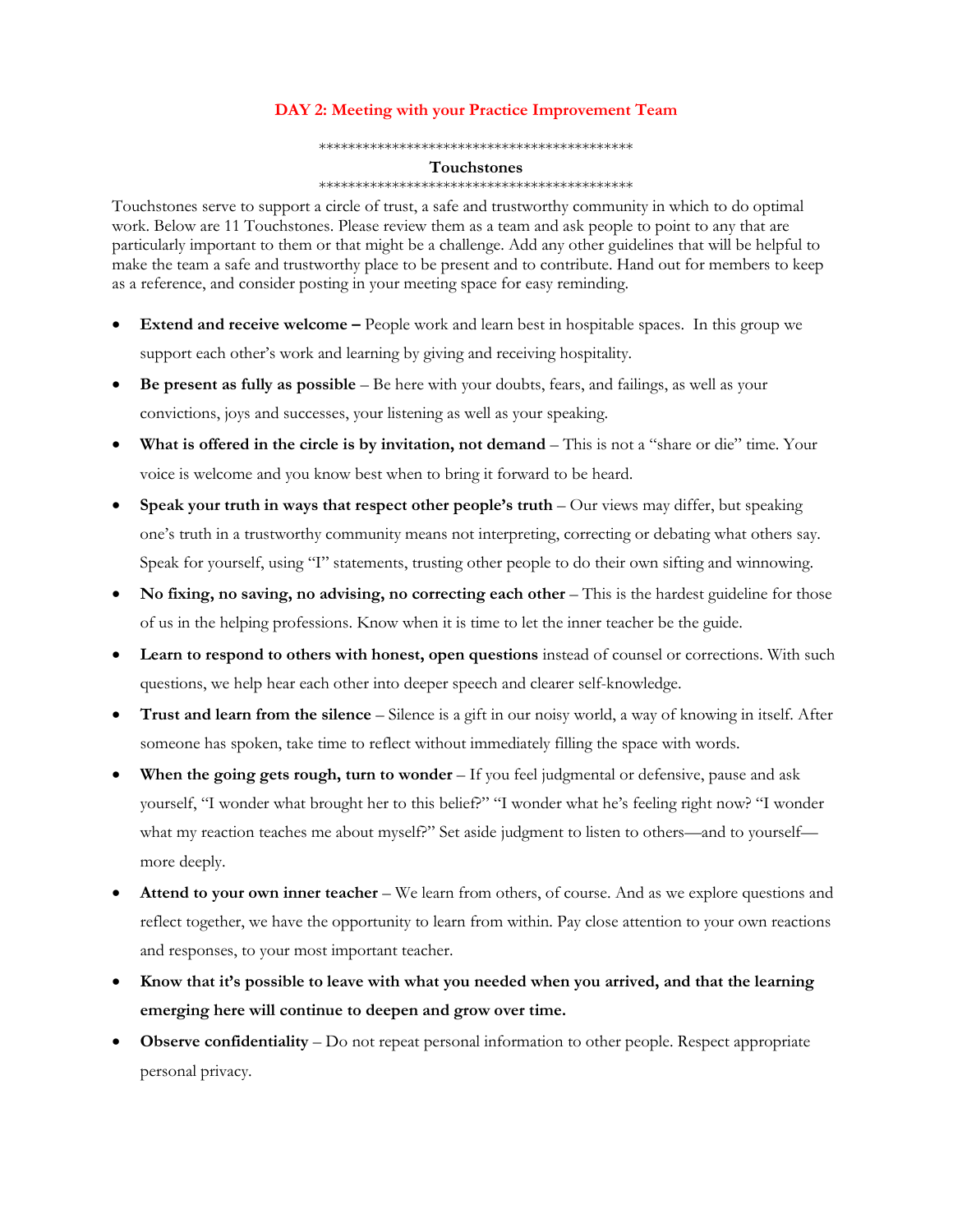## DAY 2: Meeting with your Practice Improvement Team

\*\*\*\*\*\*\*\*\*\*\*\*\*\*\*\*\*\*\*\*\*\*\*\*\*\*\*\*\*\*\*\*\*\*\*\*\*\*\*\*\*\*\*\*

### Touchstones

\*\*\*\*\*\*\*\*\*\*\*\*\*\*\*\*\*\*\*\*\*\*\*\*\*\*\*\*\*\*\*\*\*\*\*\*\*\*\*\*\*\*\*\*

Touchstones serve to support a circle of trust, a safe and trustworthy community in which to do optimal work. Below are 11 Touchstones. Please review them as a team and ask people to point to any that are particularly important to them or that might be a challenge. Add any other guidelines that will be helpful to make the team a safe and trustworthy place to be present and to contribute. Hand out for members to keep as a reference, and consider posting in your meeting space for easy reminding.

- **Extend and receive welcome –** People work and learn best in hospitable spaces. In this group we support each other's work and learning by giving and receiving hospitality.
- **Be present as fully as possible** – Be here with your doubts, fears, and failings, as well as your convictions, joys and successes, your listening as well as your speaking.
- **What is offered in the circle is by invitation, not demand** – This is not a "share or die" time. Your voice is welcome and you know best when to bring it forward to be heard.
- **Speak your truth in ways that respect other people's truth** – Our views may differ, but speaking one's truth in a trustworthy community means not interpreting, correcting or debating what others say. Speak for yourself, using "I" statements, trusting other people to do their own sifting and winnowing.
- **No fixing, no saving, no advising, no correcting each other** – This is the hardest guideline for those of us in the helping professions. Know when it is time to let the inner teacher be the guide.
- **Learn to respond to others with honest, open questions** instead of counsel or corrections. With such questions, we help hear each other into deeper speech and clearer self-knowledge.
- **Trust and learn from the silence** – Silence is a gift in our noisy world, a way of knowing in itself. After someone has spoken, take time to reflect without immediately filling the space with words.
- **When the going gets rough, turn to wonder** – If you feel judgmental or defensive, pause and ask yourself, "I wonder what brought her to this belief?" "I wonder what he's feeling right now? "I wonder what my reaction teaches me about myself?" Set aside judgment to listen to others—and to yourself—more deeply.
- **Attend to your own inner teacher** – We learn from others, of course. And as we explore questions and reflect together, we have the opportunity to learn from within. Pay close attention to your own reactions and responses, to your most important teacher.
- **Know that it's possible to leave with what you needed when you arrived, and that the learning emerging here will continue to deepen and grow over time.**
- **Observe confidentiality** – Do not repeat personal information to other people. Respect appropriate personal privacy.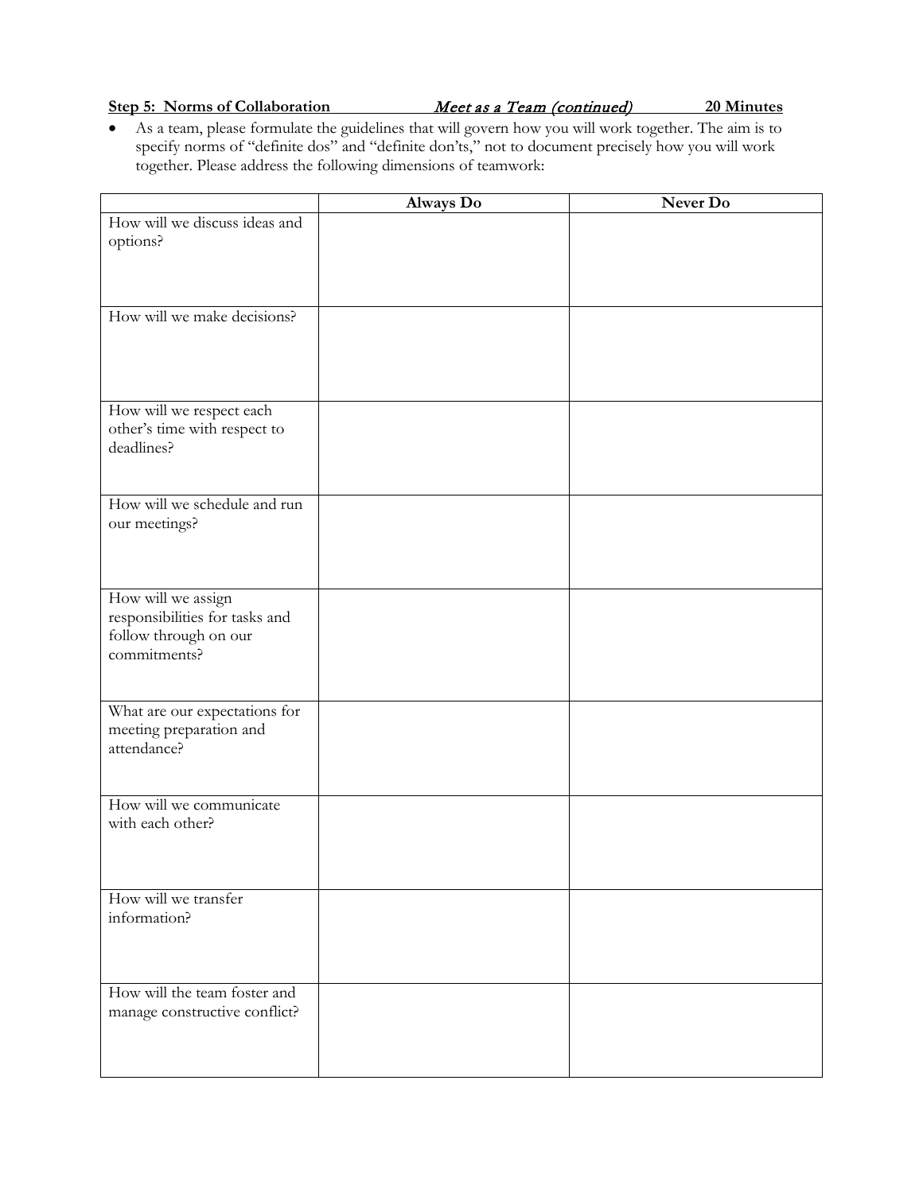**Step 5: Norms of Collaboration** *Meet as a Team (continued)* **20 Minutes**

- As a team, please formulate the guidelines that will govern how you will work together. The aim is to specify norms of "definite dos" and "definite don'ts," not to document precisely how you will work together. Please address the following dimensions of teamwork:

| | **Always Do** | **Never Do** |
|---|---|---|
| How will we discuss ideas and options? | | |
| How will we make decisions? | | |
| How will we respect each other's time with respect to deadlines? | | |
| How will we schedule and run our meetings? | | |
| How will we assign responsibilities for tasks and follow through on our commitments? | | |
| What are our expectations for meeting preparation and attendance? | | |
| How will we communicate with each other? | | |
| How will we transfer information? | | |
| How will the team foster and manage constructive conflict? | | |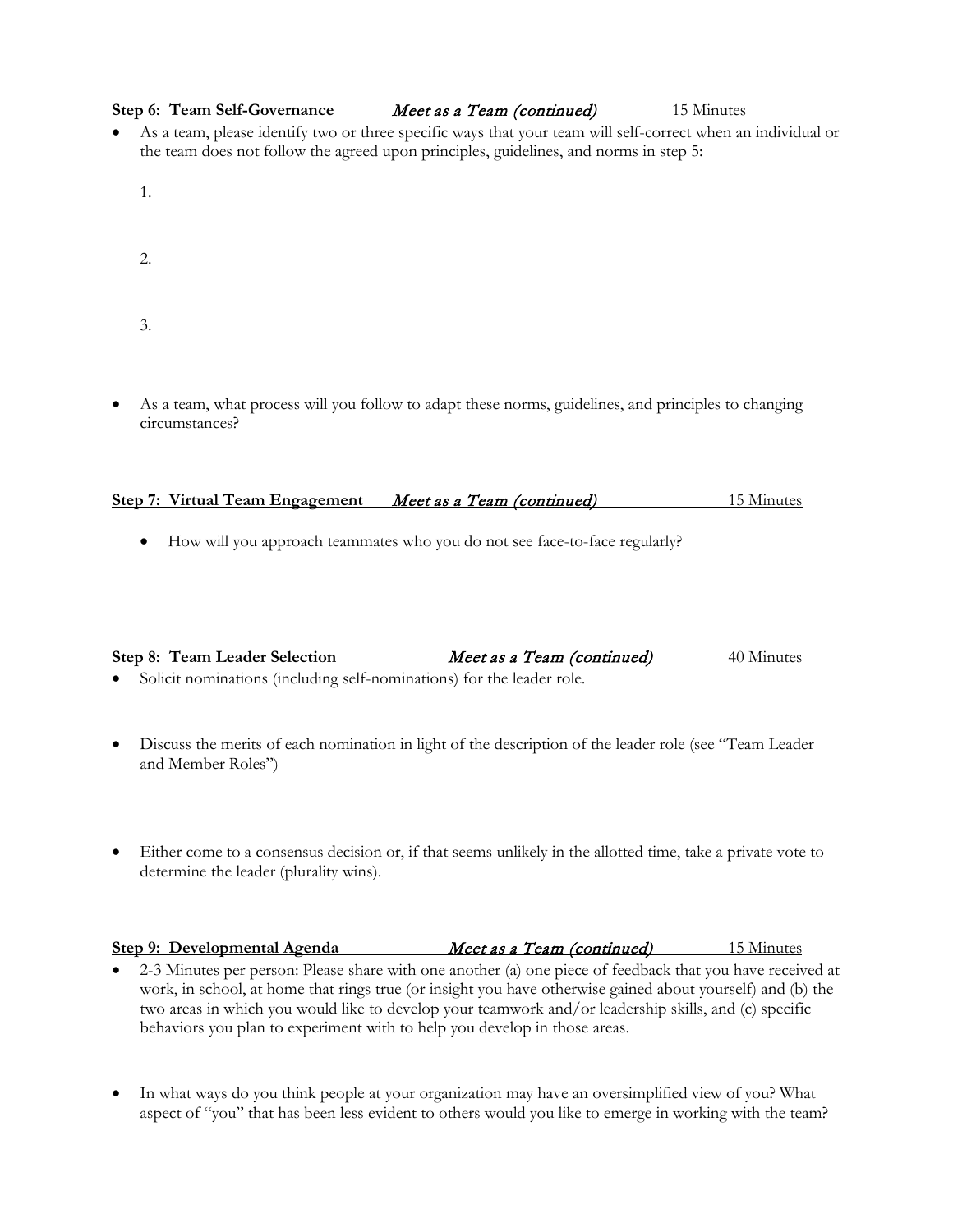**Step 6: Team Self-Governance** *Meet as a Team (continued)* 15 Minutes

- As a team, please identify two or three specific ways that your team will self-correct when an individual or the team does not follow the agreed upon principles, guidelines, and norms in step 5:

  1.

  2.

  3.

- As a team, what process will you follow to adapt these norms, guidelines, and principles to changing circumstances?

**Step 7: Virtual Team Engagement** *Meet as a Team (continued)* 15 Minutes

- How will you approach teammates who you do not see face-to-face regularly?

**Step 8: Team Leader Selection** *Meet as a Team (continued)* 40 Minutes

- Solicit nominations (including self-nominations) for the leader role.

- Discuss the merits of each nomination in light of the description of the leader role (see "Team Leader and Member Roles")

- Either come to a consensus decision or, if that seems unlikely in the allotted time, take a private vote to determine the leader (plurality wins).

**Step 9: Developmental Agenda** *Meet as a Team (continued)* 15 Minutes

- 2-3 Minutes per person: Please share with one another (a) one piece of feedback that you have received at work, in school, at home that rings true (or insight you have otherwise gained about yourself) and (b) the two areas in which you would like to develop your teamwork and/or leadership skills, and (c) specific behaviors you plan to experiment with to help you develop in those areas.

- In what ways do you think people at your organization may have an oversimplified view of you? What aspect of "you" that has been less evident to others would you like to emerge in working with the team?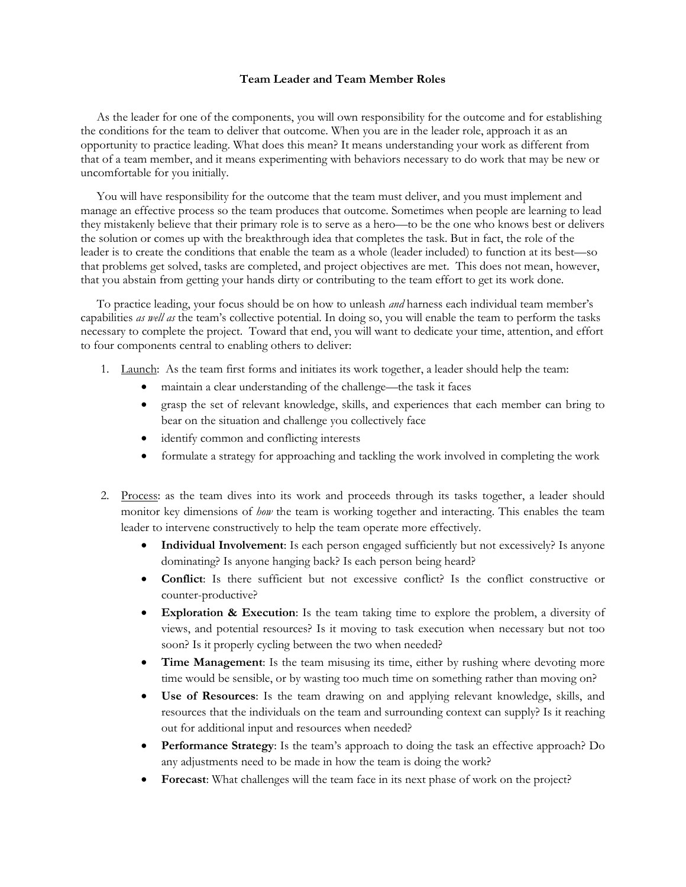## Team Leader and Team Member Roles

As the leader for one of the components, you will own responsibility for the outcome and for establishing the conditions for the team to deliver that outcome. When you are in the leader role, approach it as an opportunity to practice leading. What does this mean? It means understanding your work as different from that of a team member, and it means experimenting with behaviors necessary to do work that may be new or uncomfortable for you initially.

You will have responsibility for the outcome that the team must deliver, and you must implement and manage an effective process so the team produces that outcome. Sometimes when people are learning to lead they mistakenly believe that their primary role is to serve as a hero—to be the one who knows best or delivers the solution or comes up with the breakthrough idea that completes the task. But in fact, the role of the leader is to create the conditions that enable the team as a whole (leader included) to function at its best—so that problems get solved, tasks are completed, and project objectives are met. This does not mean, however, that you abstain from getting your hands dirty or contributing to the team effort to get its work done.

To practice leading, your focus should be on how to unleash *and* harness each individual team member's capabilities *as well as* the team's collective potential. In doing so, you will enable the team to perform the tasks necessary to complete the project. Toward that end, you will want to dedicate your time, attention, and effort to four components central to enabling others to deliver:

1. Launch: As the team first forms and initiates its work together, a leader should help the team:
   - maintain a clear understanding of the challenge—the task it faces
   - grasp the set of relevant knowledge, skills, and experiences that each member can bring to bear on the situation and challenge you collectively face
   - identify common and conflicting interests
   - formulate a strategy for approaching and tackling the work involved in completing the work

2. Process: as the team dives into its work and proceeds through its tasks together, a leader should monitor key dimensions of *how* the team is working together and interacting. This enables the team leader to intervene constructively to help the team operate more effectively.
   - **Individual Involvement**: Is each person engaged sufficiently but not excessively? Is anyone dominating? Is anyone hanging back? Is each person being heard?
   - **Conflict**: Is there sufficient but not excessive conflict? Is the conflict constructive or counter-productive?
   - **Exploration & Execution**: Is the team taking time to explore the problem, a diversity of views, and potential resources? Is it moving to task execution when necessary but not too soon? Is it properly cycling between the two when needed?
   - **Time Management**: Is the team misusing its time, either by rushing where devoting more time would be sensible, or by wasting too much time on something rather than moving on?
   - **Use of Resources**: Is the team drawing on and applying relevant knowledge, skills, and resources that the individuals on the team and surrounding context can supply? Is it reaching out for additional input and resources when needed?
   - **Performance Strategy**: Is the team's approach to doing the task an effective approach? Do any adjustments need to be made in how the team is doing the work?
   - **Forecast**: What challenges will the team face in its next phase of work on the project?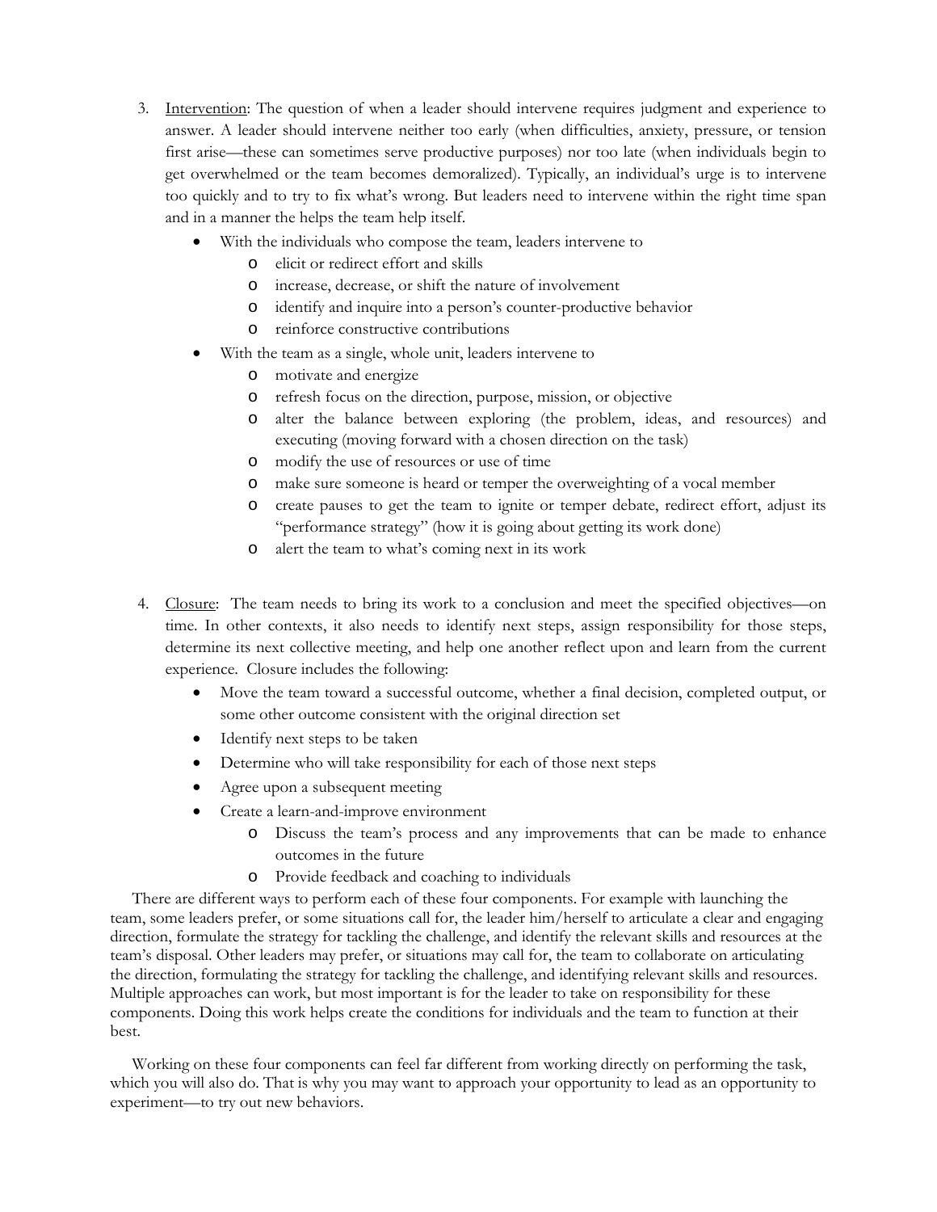3. <u>Intervention</u>: The question of when a leader should intervene requires judgment and experience to answer. A leader should intervene neither too early (when difficulties, anxiety, pressure, or tension first arise—these can sometimes serve productive purposes) nor too late (when individuals begin to get overwhelmed or the team becomes demoralized). Typically, an individual's urge is to intervene too quickly and to try to fix what's wrong. But leaders need to intervene within the right time span and in a manner the helps the team help itself.
   - With the individuals who compose the team, leaders intervene to
     - elicit or redirect effort and skills
     - increase, decrease, or shift the nature of involvement
     - identify and inquire into a person's counter-productive behavior
     - reinforce constructive contributions
   - With the team as a single, whole unit, leaders intervene to
     - motivate and energize
     - refresh focus on the direction, purpose, mission, or objective
     - alter the balance between exploring (the problem, ideas, and resources) and executing (moving forward with a chosen direction on the task)
     - modify the use of resources or use of time
     - make sure someone is heard or temper the overweighting of a vocal member
     - create pauses to get the team to ignite or temper debate, redirect effort, adjust its "performance strategy" (how it is going about getting its work done)
     - alert the team to what's coming next in its work

4. <u>Closure</u>: The team needs to bring its work to a conclusion and meet the specified objectives—on time. In other contexts, it also needs to identify next steps, assign responsibility for those steps, determine its next collective meeting, and help one another reflect upon and learn from the current experience. Closure includes the following:
   - Move the team toward a successful outcome, whether a final decision, completed output, or some other outcome consistent with the original direction set
   - Identify next steps to be taken
   - Determine who will take responsibility for each of those next steps
   - Agree upon a subsequent meeting
   - Create a learn-and-improve environment
     - Discuss the team's process and any improvements that can be made to enhance outcomes in the future
     - Provide feedback and coaching to individuals

There are different ways to perform each of these four components. For example with launching the team, some leaders prefer, or some situations call for, the leader him/herself to articulate a clear and engaging direction, formulate the strategy for tackling the challenge, and identify the relevant skills and resources at the team's disposal. Other leaders may prefer, or situations may call for, the team to collaborate on articulating the direction, formulating the strategy for tackling the challenge, and identifying relevant skills and resources. Multiple approaches can work, but most important is for the leader to take on responsibility for these components. Doing this work helps create the conditions for individuals and the team to function at their best.

Working on these four components can feel far different from working directly on performing the task, which you will also do. That is why you may want to approach your opportunity to lead as an opportunity to experiment—to try out new behaviors.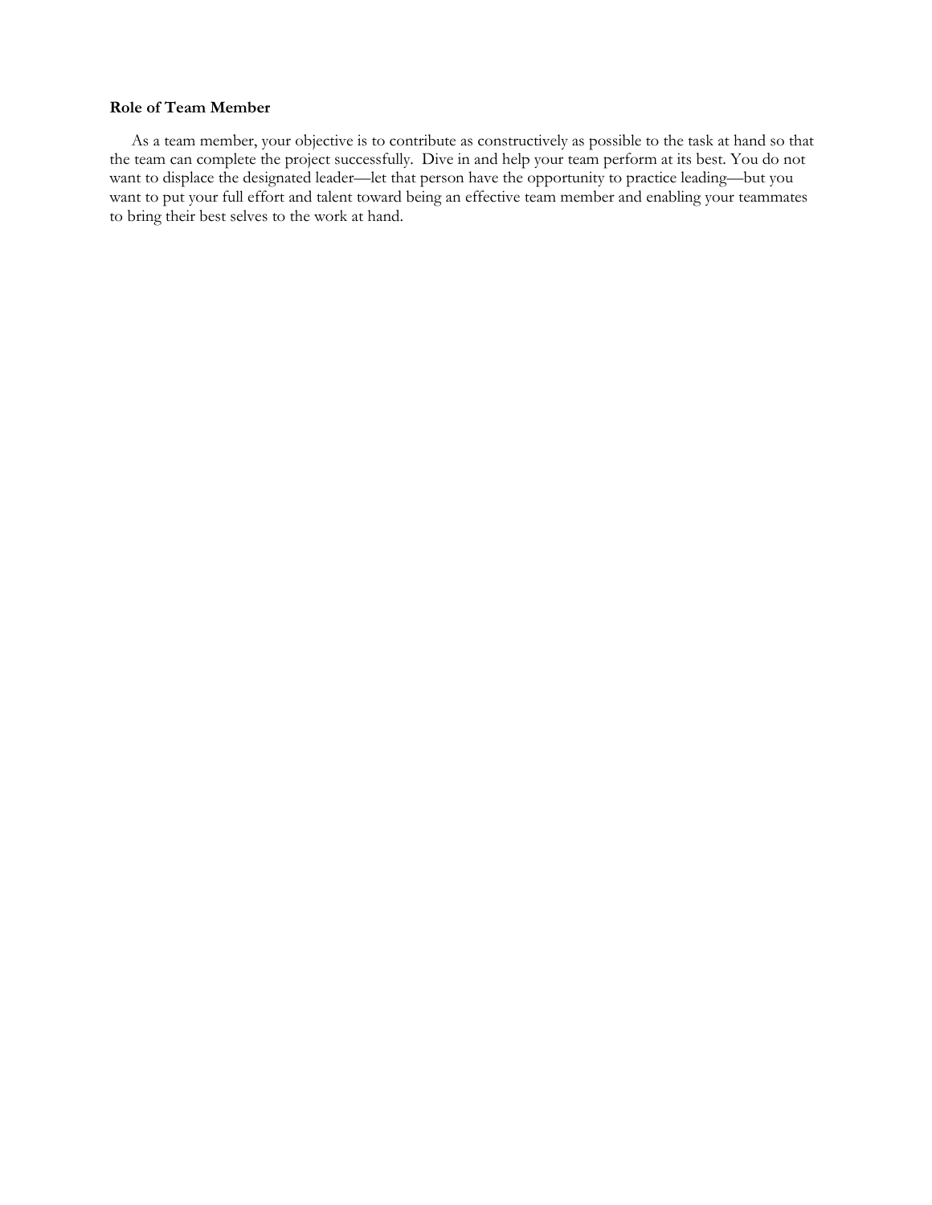**Role of Team Member**

As a team member, your objective is to contribute as constructively as possible to the task at hand so that the team can complete the project successfully. Dive in and help your team perform at its best. You do not want to displace the designated leader—let that person have the opportunity to practice leading—but you want to put your full effort and talent toward being an effective team member and enabling your teammates to bring their best selves to the work at hand.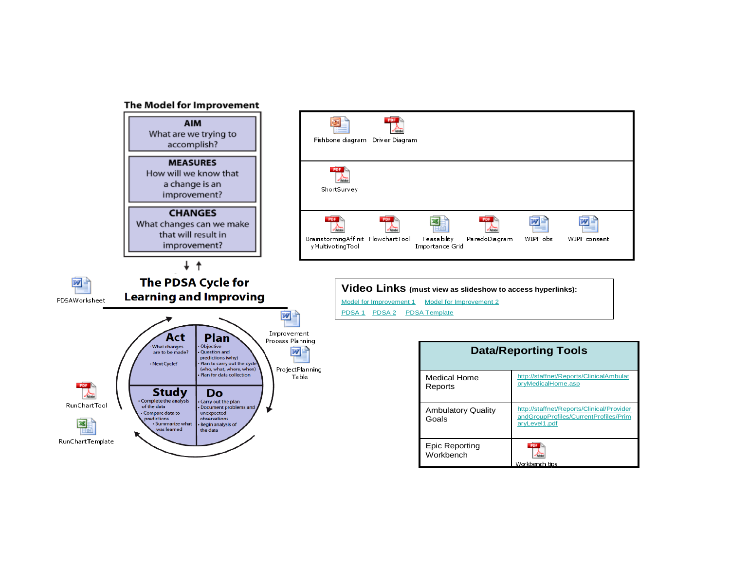## The Model for Improvement

**AIM**
What are we trying to accomplish?

**MEASURES**
How will we know that a change is an improvement?

**CHANGES**
What changes can we make that will result in improvement?

## The PDSA Cycle for Learning and Improving

**Act**
- What changes are to be made?
- Next Cycle?

**Plan**
- Objective
- Question and predictions (why)
- Plan to carry out the cycle (who, what, where, when)
- Plan for data collection

**Study**
- Complete the analysis of the data
- Compare data to predictions
- Summarize what was learned

**Do**
- Carry out the plan
- Document problems and unexpected observations
- Begin analysis of the data

PDSAWorksheet

Improvement Process Planning

ProjectPlanning Table

RunChartTool

RunChartTemplate

Fishbone diagram
Driver Diagram

ShortSurvey

BrainstormingAffinityMultivotingTool
FlowchartTool
Feasability Importance Grid
ParedoDiagram
WIPF obs
WIPF consent

**Video Links** (must view as slideshow to access hyperlinks):

Model for Improvement 1 Model for Improvement 2

PDSA 1 PDSA 2 PDSA Template

| Data/Reporting Tools | |
|---|---|
| Medical Home Reports | http://staffnet/Reports/ClinicalAmbulatoryMedicalHome.asp |
| Ambulatory Quality Goals | http://staffnet/Reports/Clinical/ProviderandGroupProfiles/CurrentProfiles/PrimaryLevel1.pdf |
| Epic Reporting Workbench | Workbench tips |